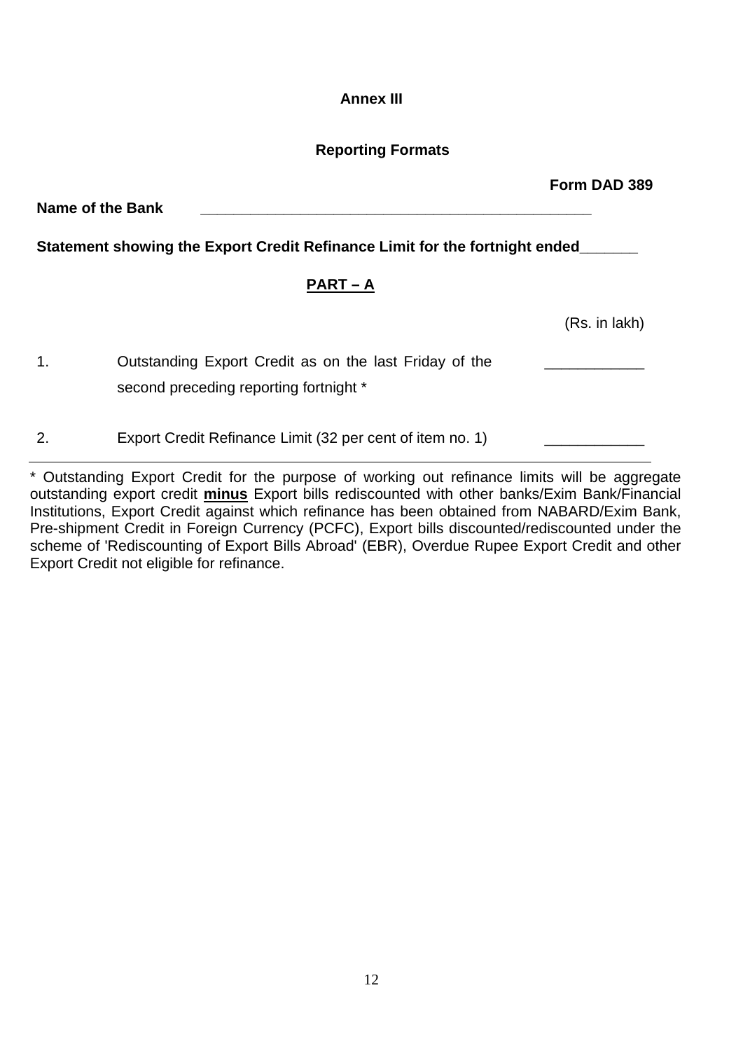**Annex III**

**Reporting Formats**

**Form DAD 389**

**Name of the Bank** _______________________________________________

**Statement showing the Export Credit Refinance Limit for the fortnight ended______**

**PART – A**

(Rs. in lakh)

| | | |
|---|---|---|
| 1. | Outstanding Export Credit as on the last Friday of the second preceding reporting fortnight * | ___________ |
| 2. | Export Credit Refinance Limit (32 per cent of item no. 1) | ___________ |

* Outstanding Export Credit for the purpose of working out refinance limits will be aggregate outstanding export credit **minus** Export bills rediscounted with other banks/Exim Bank/Financial Institutions, Export Credit against which refinance has been obtained from NABARD/Exim Bank, Pre-shipment Credit in Foreign Currency (PCFC), Export bills discounted/rediscounted under the scheme of 'Rediscounting of Export Bills Abroad' (EBR), Overdue Rupee Export Credit and other Export Credit not eligible for refinance.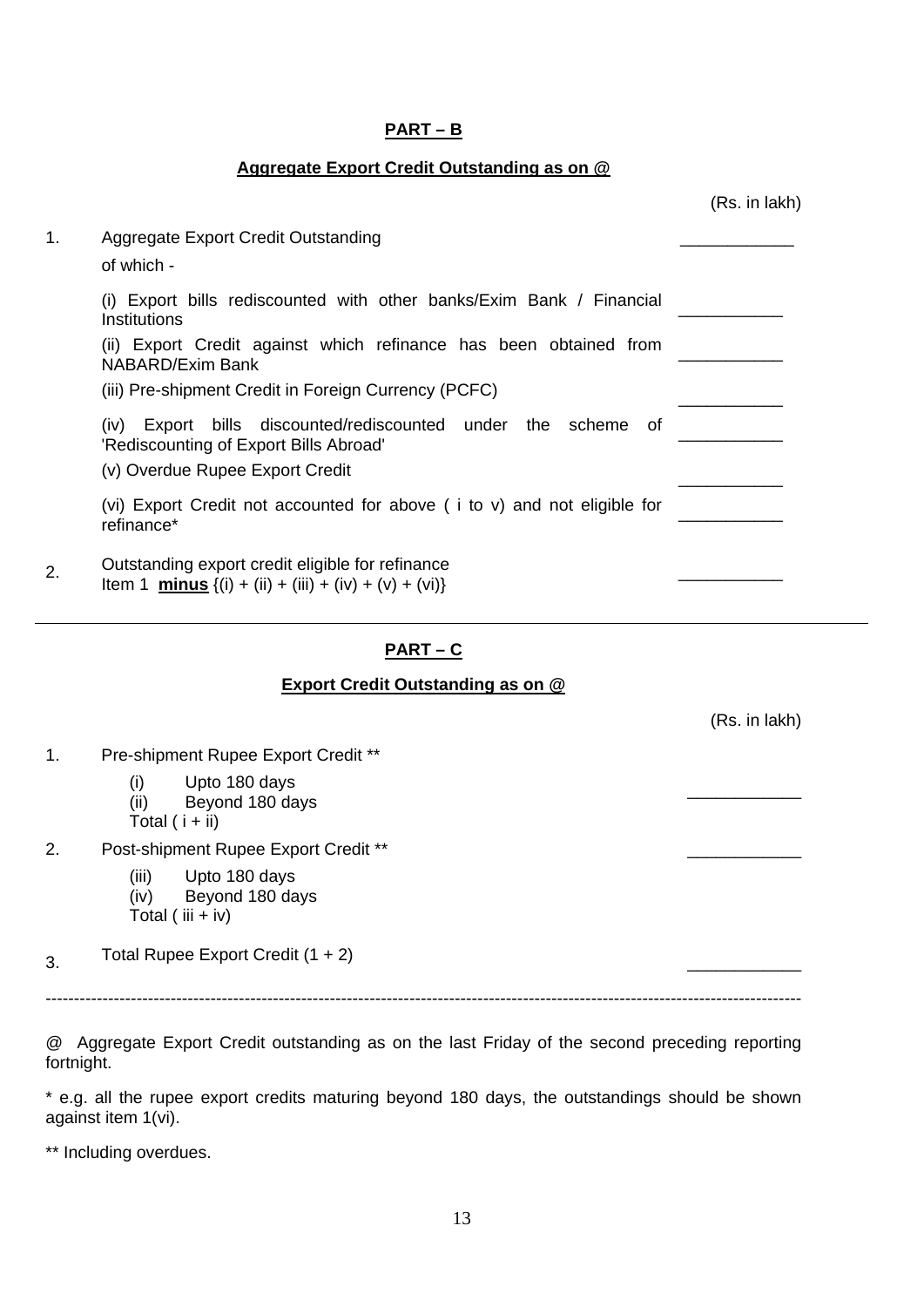## PART – B

### Aggregate Export Credit Outstanding as on @

(Rs. in lakh)

| | | |
|---|---|---|
| 1. | Aggregate Export Credit Outstanding | ___________ |
| | of which - | |
| | (i) Export bills rediscounted with other banks/Exim Bank / Financial Institutions | ___________ |
| | (ii) Export Credit against which refinance has been obtained from NABARD/Exim Bank | ___________ |
| | (iii) Pre-shipment Credit in Foreign Currency (PCFC) | ___________ |
| | (iv) Export bills discounted/rediscounted under the scheme of 'Rediscounting of Export Bills Abroad' | ___________ |
| | (v) Overdue Rupee Export Credit | ___________ |
| | (vi) Export Credit not accounted for above ( i to v) and not eligible for refinance* | ___________ |
| 2. | Outstanding export credit eligible for refinance<br>Item 1 **minus** {(i) + (ii) + (iii) + (iv) + (v) + (vi)} | ___________ |

---

## PART – C

### Export Credit Outstanding as on @

(Rs. in lakh)

| | | |
|---|---|---|
| 1. | Pre-shipment Rupee Export Credit ** | |
| | (i) Upto 180 days<br>(ii) Beyond 180 days<br>Total ( i + ii) | ___________ |
| 2. | Post-shipment Rupee Export Credit ** | ___________ |
| | (iii) Upto 180 days<br>(iv) Beyond 180 days<br>Total ( iii + iv) | |
| 3. | Total Rupee Export Credit (1 + 2) | ___________ |

---

@ Aggregate Export Credit outstanding as on the last Friday of the second preceding reporting fortnight.

* e.g. all the rupee export credits maturing beyond 180 days, the outstandings should be shown against item 1(vi).

** Including overdues.